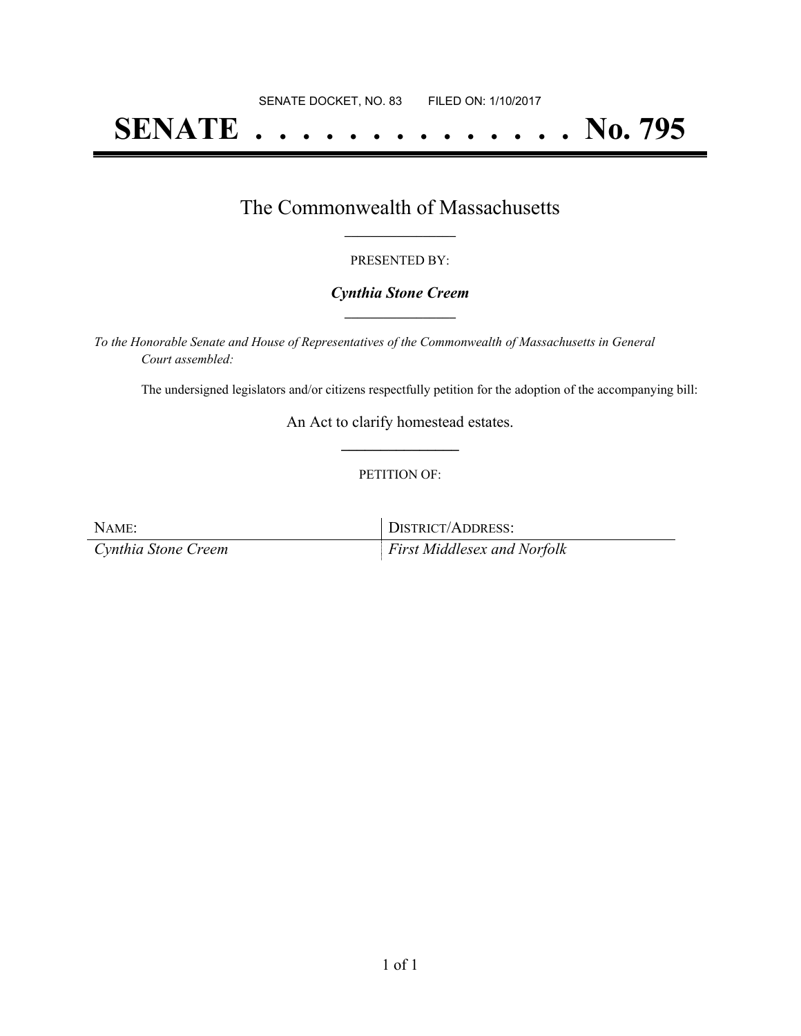SENATE DOCKET, NO. 83        FILED ON: 1/10/2017

# SENATE . . . . . . . . . . . . . . No. 795

## The Commonwealth of Massachusetts

PRESENTED BY:

***Cynthia Stone Creem***

*To the Honorable Senate and House of Representatives of the Commonwealth of Massachusetts in General Court assembled:*

The undersigned legislators and/or citizens respectfully petition for the adoption of the accompanying bill:

An Act to clarify homestead estates.

PETITION OF:

| NAME: | DISTRICT/ADDRESS: |
| --- | --- |
| *Cynthia Stone Creem* | *First Middlesex and Norfolk* |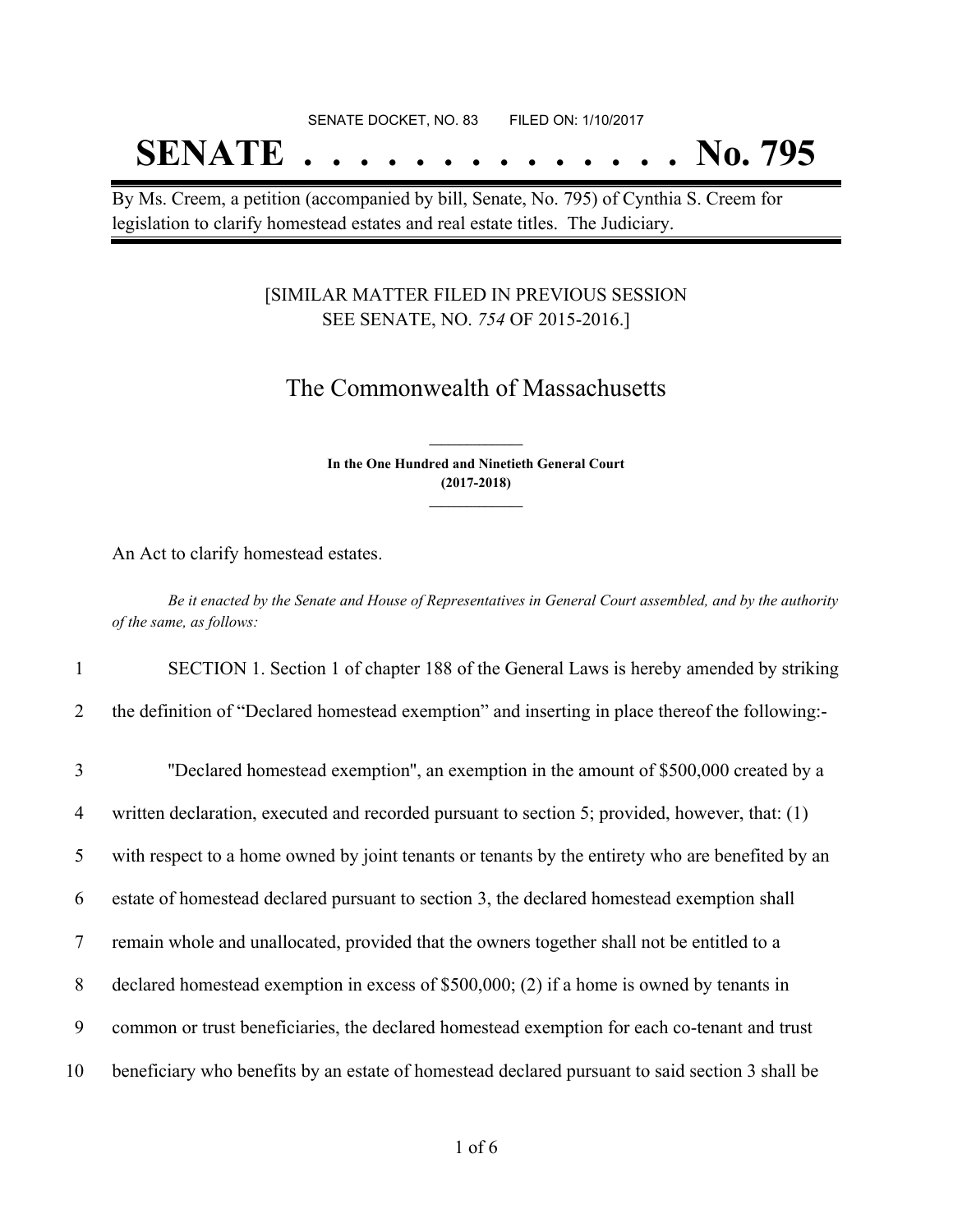SENATE DOCKET, NO. 83        FILED ON: 1/10/2017

# SENATE . . . . . . . . . . . . . . No. 795

By Ms. Creem, a petition (accompanied by bill, Senate, No. 795) of Cynthia S. Creem for legislation to clarify homestead estates and real estate titles. The Judiciary.

[SIMILAR MATTER FILED IN PREVIOUS SESSION
SEE SENATE, NO. *754* OF 2015-2016.]

## The Commonwealth of Massachusetts

**In the One Hundred and Ninetieth General Court**
**(2017-2018)**

An Act to clarify homestead estates.

*Be it enacted by the Senate and House of Representatives in General Court assembled, and by the authority of the same, as follows:*

1 SECTION 1. Section 1 of chapter 188 of the General Laws is hereby amended by striking
2 the definition of "Declared homestead exemption" and inserting in place thereof the following:-

3 "Declared homestead exemption", an exemption in the amount of $500,000 created by a
4 written declaration, executed and recorded pursuant to section 5; provided, however, that: (1)
5 with respect to a home owned by joint tenants or tenants by the entirety who are benefited by an
6 estate of homestead declared pursuant to section 3, the declared homestead exemption shall
7 remain whole and unallocated, provided that the owners together shall not be entitled to a
8 declared homestead exemption in excess of $500,000; (2) if a home is owned by tenants in
9 common or trust beneficiaries, the declared homestead exemption for each co-tenant and trust
10 beneficiary who benefits by an estate of homestead declared pursuant to said section 3 shall be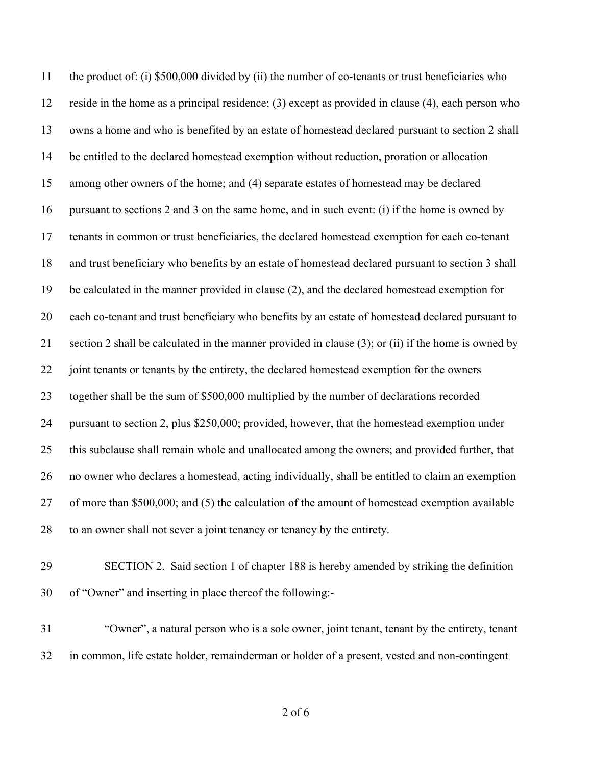the product of: (i) $500,000 divided by (ii) the number of co-tenants or trust beneficiaries who reside in the home as a principal residence; (3) except as provided in clause (4), each person who owns a home and who is benefited by an estate of homestead declared pursuant to section 2 shall be entitled to the declared homestead exemption without reduction, proration or allocation among other owners of the home; and (4) separate estates of homestead may be declared pursuant to sections 2 and 3 on the same home, and in such event: (i) if the home is owned by tenants in common or trust beneficiaries, the declared homestead exemption for each co-tenant and trust beneficiary who benefits by an estate of homestead declared pursuant to section 3 shall be calculated in the manner provided in clause (2), and the declared homestead exemption for each co-tenant and trust beneficiary who benefits by an estate of homestead declared pursuant to section 2 shall be calculated in the manner provided in clause (3); or (ii) if the home is owned by joint tenants or tenants by the entirety, the declared homestead exemption for the owners together shall be the sum of $500,000 multiplied by the number of declarations recorded pursuant to section 2, plus $250,000; provided, however, that the homestead exemption under this subclause shall remain whole and unallocated among the owners; and provided further, that no owner who declares a homestead, acting individually, shall be entitled to claim an exemption of more than $500,000; and (5) the calculation of the amount of homestead exemption available to an owner shall not sever a joint tenancy or tenancy by the entirety.

SECTION 2. Said section 1 of chapter 188 is hereby amended by striking the definition of "Owner" and inserting in place thereof the following:-

"Owner", a natural person who is a sole owner, joint tenant, tenant by the entirety, tenant in common, life estate holder, remainderman or holder of a present, vested and non-contingent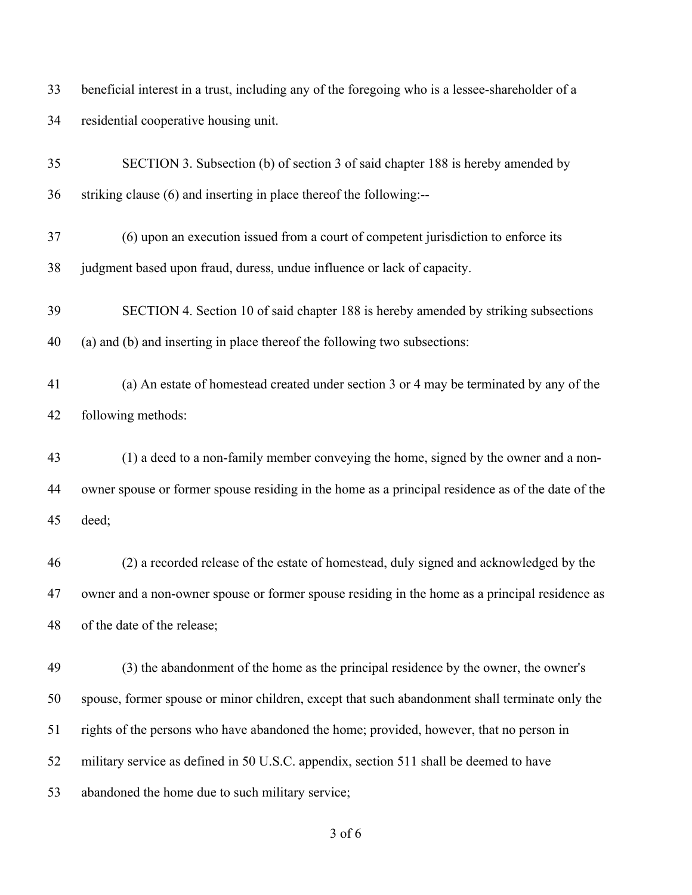beneficial interest in a trust, including any of the foregoing who is a lessee-shareholder of a residential cooperative housing unit.

SECTION 3. Subsection (b) of section 3 of said chapter 188 is hereby amended by striking clause (6) and inserting in place thereof the following:--

(6) upon an execution issued from a court of competent jurisdiction to enforce its judgment based upon fraud, duress, undue influence or lack of capacity.

SECTION 4. Section 10 of said chapter 188 is hereby amended by striking subsections (a) and (b) and inserting in place thereof the following two subsections:

(a) An estate of homestead created under section 3 or 4 may be terminated by any of the following methods:

(1) a deed to a non-family member conveying the home, signed by the owner and a non-owner spouse or former spouse residing in the home as a principal residence as of the date of the deed;

(2) a recorded release of the estate of homestead, duly signed and acknowledged by the owner and a non-owner spouse or former spouse residing in the home as a principal residence as of the date of the release;

(3) the abandonment of the home as the principal residence by the owner, the owner's spouse, former spouse or minor children, except that such abandonment shall terminate only the rights of the persons who have abandoned the home; provided, however, that no person in military service as defined in 50 U.S.C. appendix, section 511 shall be deemed to have abandoned the home due to such military service;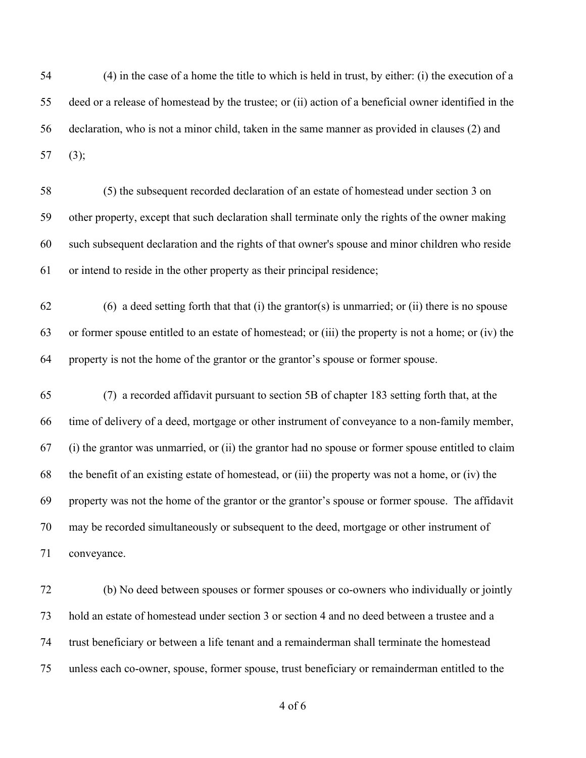(4) in the case of a home the title to which is held in trust, by either: (i) the execution of a deed or a release of homestead by the trustee; or (ii) action of a beneficial owner identified in the declaration, who is not a minor child, taken in the same manner as provided in clauses (2) and (3);

(5) the subsequent recorded declaration of an estate of homestead under section 3 on other property, except that such declaration shall terminate only the rights of the owner making such subsequent declaration and the rights of that owner's spouse and minor children who reside or intend to reside in the other property as their principal residence;

(6) a deed setting forth that that (i) the grantor(s) is unmarried; or (ii) there is no spouse or former spouse entitled to an estate of homestead; or (iii) the property is not a home; or (iv) the property is not the home of the grantor or the grantor's spouse or former spouse.

(7) a recorded affidavit pursuant to section 5B of chapter 183 setting forth that, at the time of delivery of a deed, mortgage or other instrument of conveyance to a non-family member, (i) the grantor was unmarried, or (ii) the grantor had no spouse or former spouse entitled to claim the benefit of an existing estate of homestead, or (iii) the property was not a home, or (iv) the property was not the home of the grantor or the grantor's spouse or former spouse. The affidavit may be recorded simultaneously or subsequent to the deed, mortgage or other instrument of conveyance.

(b) No deed between spouses or former spouses or co-owners who individually or jointly hold an estate of homestead under section 3 or section 4 and no deed between a trustee and a trust beneficiary or between a life tenant and a remainderman shall terminate the homestead unless each co-owner, spouse, former spouse, trust beneficiary or remainderman entitled to the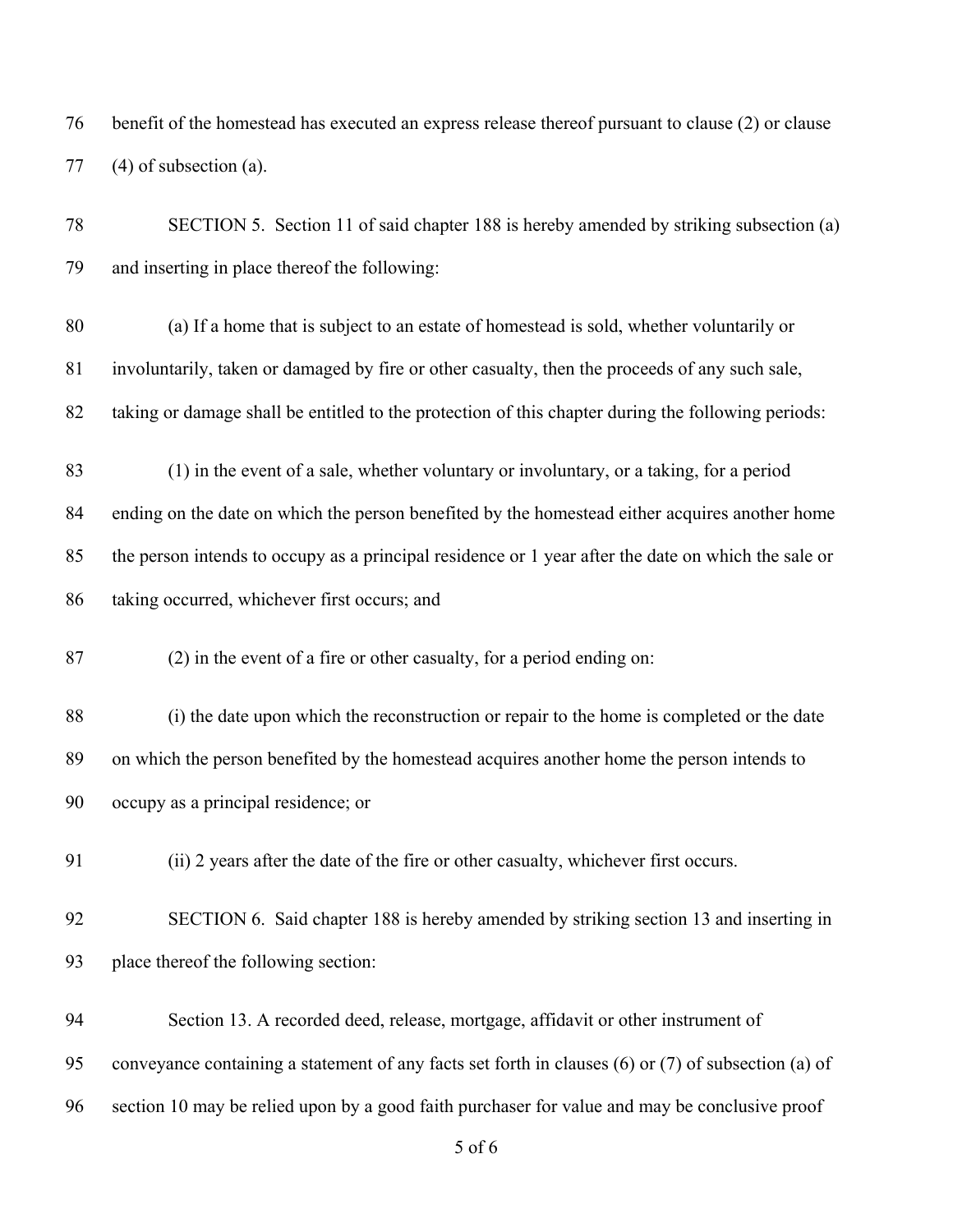benefit of the homestead has executed an express release thereof pursuant to clause (2) or clause (4) of subsection (a).

SECTION 5. Section 11 of said chapter 188 is hereby amended by striking subsection (a) and inserting in place thereof the following:

(a) If a home that is subject to an estate of homestead is sold, whether voluntarily or involuntarily, taken or damaged by fire or other casualty, then the proceeds of any such sale, taking or damage shall be entitled to the protection of this chapter during the following periods:

(1) in the event of a sale, whether voluntary or involuntary, or a taking, for a period ending on the date on which the person benefited by the homestead either acquires another home the person intends to occupy as a principal residence or 1 year after the date on which the sale or taking occurred, whichever first occurs; and

(2) in the event of a fire or other casualty, for a period ending on:

(i) the date upon which the reconstruction or repair to the home is completed or the date on which the person benefited by the homestead acquires another home the person intends to occupy as a principal residence; or

(ii) 2 years after the date of the fire or other casualty, whichever first occurs.

SECTION 6. Said chapter 188 is hereby amended by striking section 13 and inserting in place thereof the following section:

Section 13. A recorded deed, release, mortgage, affidavit or other instrument of conveyance containing a statement of any facts set forth in clauses (6) or (7) of subsection (a) of section 10 may be relied upon by a good faith purchaser for value and may be conclusive proof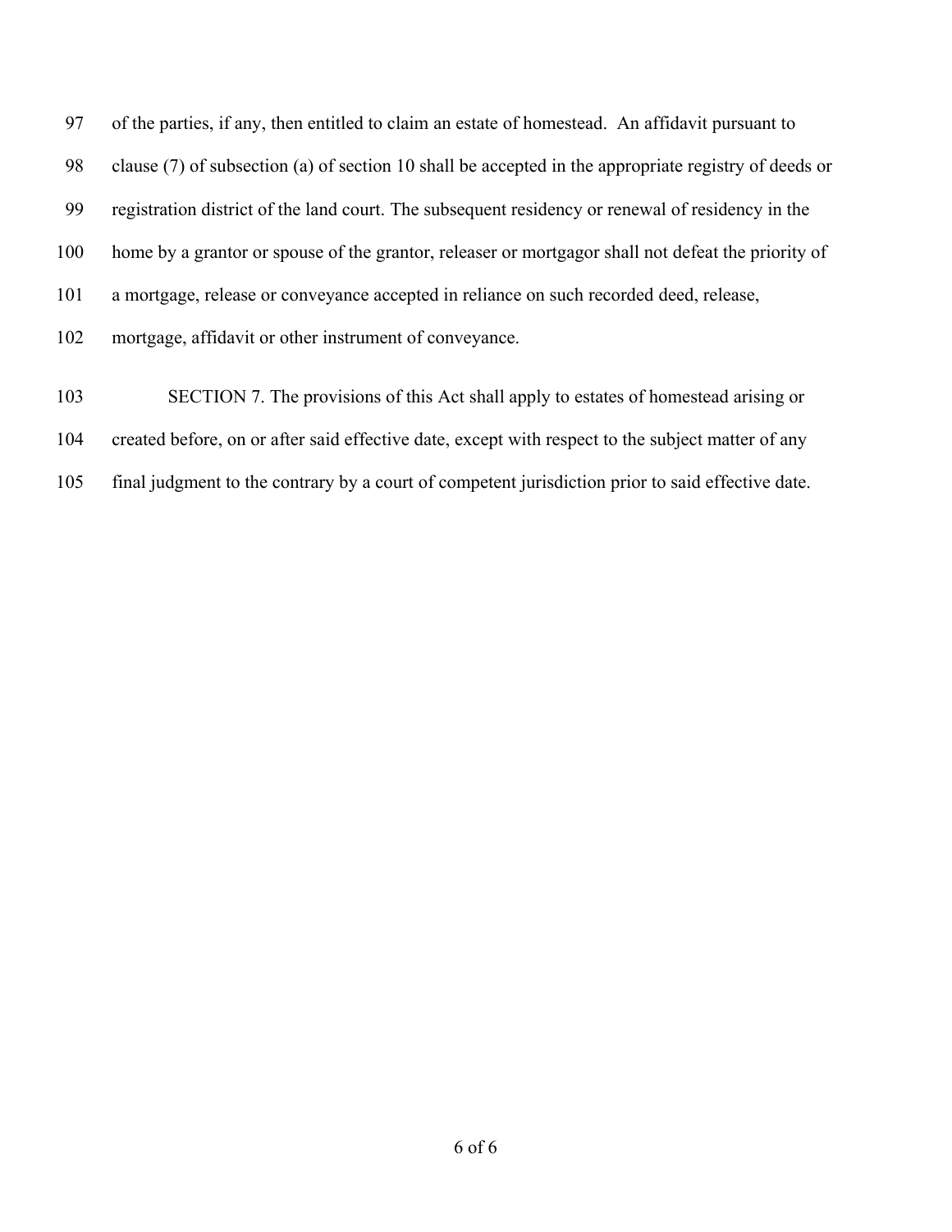of the parties, if any, then entitled to claim an estate of homestead. An affidavit pursuant to clause (7) of subsection (a) of section 10 shall be accepted in the appropriate registry of deeds or registration district of the land court. The subsequent residency or renewal of residency in the home by a grantor or spouse of the grantor, releaser or mortgagor shall not defeat the priority of a mortgage, release or conveyance accepted in reliance on such recorded deed, release, mortgage, affidavit or other instrument of conveyance.

SECTION 7. The provisions of this Act shall apply to estates of homestead arising or created before, on or after said effective date, except with respect to the subject matter of any final judgment to the contrary by a court of competent jurisdiction prior to said effective date.